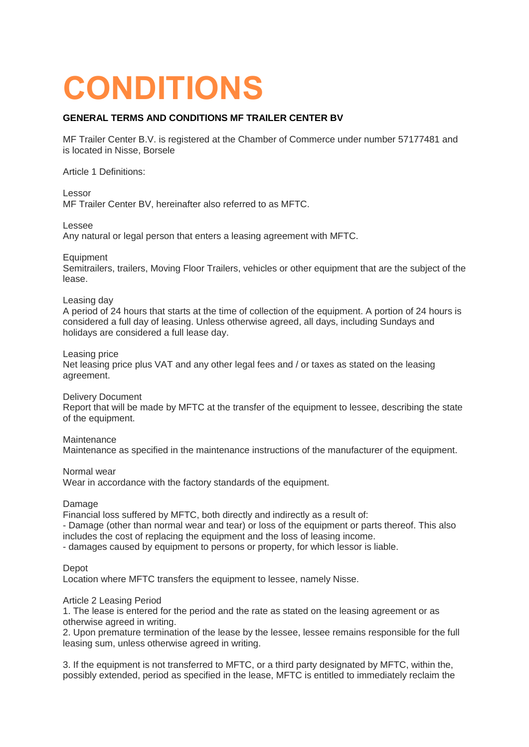# CONDITIONS

**GENERAL TERMS AND CONDITIONS MF TRAILER CENTER BV**

MF Trailer Center B.V. is registered at the Chamber of Commerce under number 57177481 and is located in Nisse, Borsele

Article 1 Definitions:

Lessor
MF Trailer Center BV, hereinafter also referred to as MFTC.

Lessee
Any natural or legal person that enters a leasing agreement with MFTC.

Equipment
Semitrailers, trailers, Moving Floor Trailers, vehicles or other equipment that are the subject of the lease.

Leasing day
A period of 24 hours that starts at the time of collection of the equipment. A portion of 24 hours is considered a full day of leasing. Unless otherwise agreed, all days, including Sundays and holidays are considered a full lease day.

Leasing price
Net leasing price plus VAT and any other legal fees and / or taxes as stated on the leasing agreement.

Delivery Document
Report that will be made by MFTC at the transfer of the equipment to lessee, describing the state of the equipment.

Maintenance
Maintenance as specified in the maintenance instructions of the manufacturer of the equipment.

Normal wear
Wear in accordance with the factory standards of the equipment.

Damage
Financial loss suffered by MFTC, both directly and indirectly as a result of:
- Damage (other than normal wear and tear) or loss of the equipment or parts thereof. This also includes the cost of replacing the equipment and the loss of leasing income.
- damages caused by equipment to persons or property, for which lessor is liable.

Depot
Location where MFTC transfers the equipment to lessee, namely Nisse.

Article 2 Leasing Period
1. The lease is entered for the period and the rate as stated on the leasing agreement or as otherwise agreed in writing.
2. Upon premature termination of the lease by the lessee, lessee remains responsible for the full leasing sum, unless otherwise agreed in writing.

3. If the equipment is not transferred to MFTC, or a third party designated by MFTC, within the, possibly extended, period as specified in the lease, MFTC is entitled to immediately reclaim the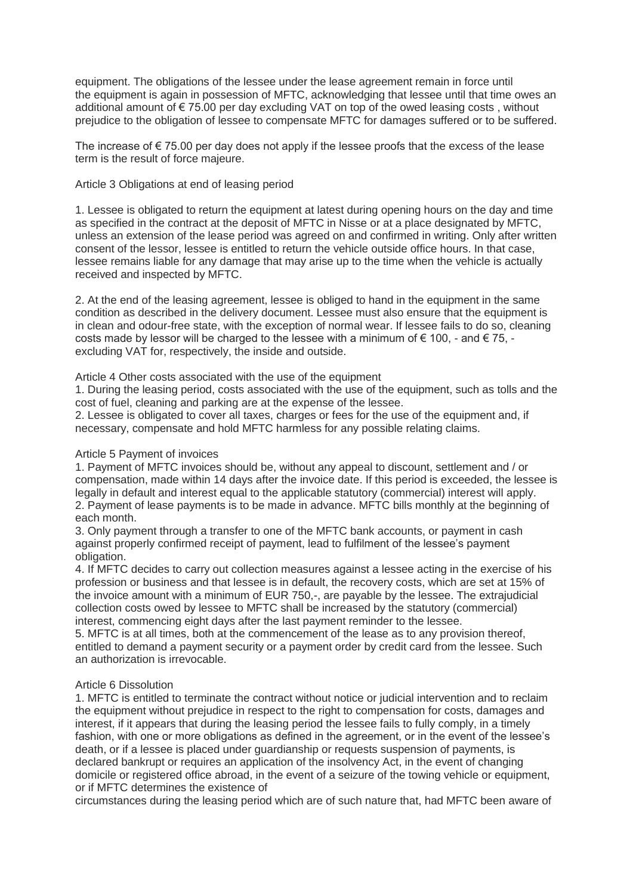equipment. The obligations of the lessee under the lease agreement remain in force until the equipment is again in possession of MFTC, acknowledging that lessee until that time owes an additional amount of € 75.00 per day excluding VAT on top of the owed leasing costs , without prejudice to the obligation of lessee to compensate MFTC for damages suffered or to be suffered.

The increase of € 75.00 per day does not apply if the lessee proofs that the excess of the lease term is the result of force majeure.

Article 3 Obligations at end of leasing period

1. Lessee is obligated to return the equipment at latest during opening hours on the day and time as specified in the contract at the deposit of MFTC in Nisse or at a place designated by MFTC, unless an extension of the lease period was agreed on and confirmed in writing. Only after written consent of the lessor, lessee is entitled to return the vehicle outside office hours. In that case, lessee remains liable for any damage that may arise up to the time when the vehicle is actually received and inspected by MFTC.

2. At the end of the leasing agreement, lessee is obliged to hand in the equipment in the same condition as described in the delivery document. Lessee must also ensure that the equipment is in clean and odour-free state, with the exception of normal wear. If lessee fails to do so, cleaning costs made by lessor will be charged to the lessee with a minimum of € 100, - and € 75, - excluding VAT for, respectively, the inside and outside.

Article 4 Other costs associated with the use of the equipment

1. During the leasing period, costs associated with the use of the equipment, such as tolls and the cost of fuel, cleaning and parking are at the expense of the lessee.
2. Lessee is obligated to cover all taxes, charges or fees for the use of the equipment and, if necessary, compensate and hold MFTC harmless for any possible relating claims.

Article 5 Payment of invoices

1. Payment of MFTC invoices should be, without any appeal to discount, settlement and / or compensation, made within 14 days after the invoice date. If this period is exceeded, the lessee is legally in default and interest equal to the applicable statutory (commercial) interest will apply.
2. Payment of lease payments is to be made in advance. MFTC bills monthly at the beginning of each month.
3. Only payment through a transfer to one of the MFTC bank accounts, or payment in cash against properly confirmed receipt of payment, lead to fulfilment of the lessee's payment obligation.
4. If MFTC decides to carry out collection measures against a lessee acting in the exercise of his profession or business and that lessee is in default, the recovery costs, which are set at 15% of the invoice amount with a minimum of EUR 750,-, are payable by the lessee. The extrajudicial collection costs owed by lessee to MFTC shall be increased by the statutory (commercial) interest, commencing eight days after the last payment reminder to the lessee.
5. MFTC is at all times, both at the commencement of the lease as to any provision thereof, entitled to demand a payment security or a payment order by credit card from the lessee. Such an authorization is irrevocable.

Article 6 Dissolution

1. MFTC is entitled to terminate the contract without notice or judicial intervention and to reclaim the equipment without prejudice in respect to the right to compensation for costs, damages and interest, if it appears that during the leasing period the lessee fails to fully comply, in a timely fashion, with one or more obligations as defined in the agreement, or in the event of the lessee's death, or if a lessee is placed under guardianship or requests suspension of payments, is declared bankrupt or requires an application of the insolvency Act, in the event of changing domicile or registered office abroad, in the event of a seizure of the towing vehicle or equipment, or if MFTC determines the existence of circumstances during the leasing period which are of such nature that, had MFTC been aware of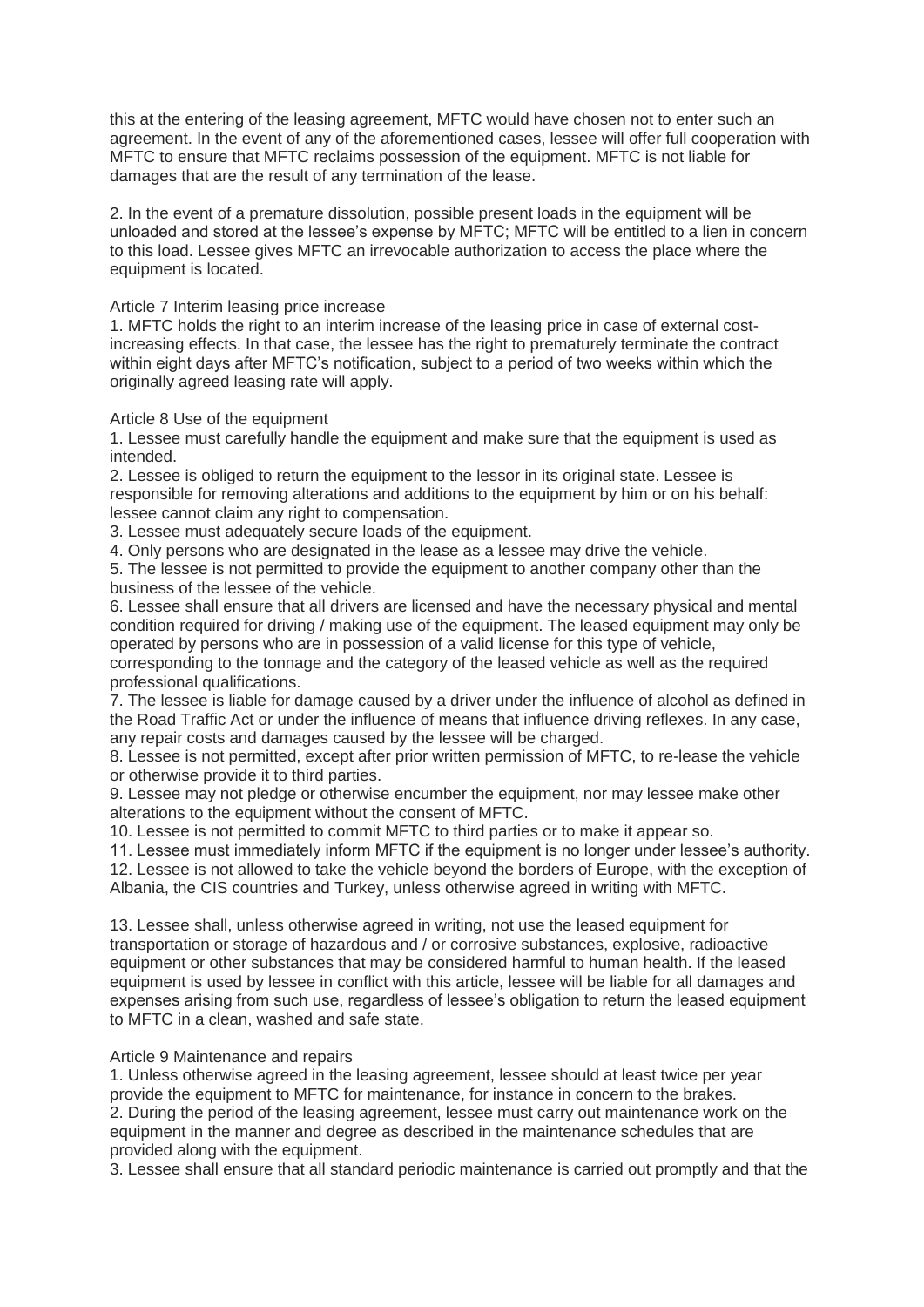this at the entering of the leasing agreement, MFTC would have chosen not to enter such an agreement. In the event of any of the aforementioned cases, lessee will offer full cooperation with MFTC to ensure that MFTC reclaims possession of the equipment. MFTC is not liable for damages that are the result of any termination of the lease.

2. In the event of a premature dissolution, possible present loads in the equipment will be unloaded and stored at the lessee's expense by MFTC; MFTC will be entitled to a lien in concern to this load. Lessee gives MFTC an irrevocable authorization to access the place where the equipment is located.

Article 7 Interim leasing price increase

1. MFTC holds the right to an interim increase of the leasing price in case of external cost-increasing effects. In that case, the lessee has the right to prematurely terminate the contract within eight days after MFTC's notification, subject to a period of two weeks within which the originally agreed leasing rate will apply.

Article 8 Use of the equipment

1. Lessee must carefully handle the equipment and make sure that the equipment is used as intended.
2. Lessee is obliged to return the equipment to the lessor in its original state. Lessee is responsible for removing alterations and additions to the equipment by him or on his behalf: lessee cannot claim any right to compensation.
3. Lessee must adequately secure loads of the equipment.
4. Only persons who are designated in the lease as a lessee may drive the vehicle.
5. The lessee is not permitted to provide the equipment to another company other than the business of the lessee of the vehicle.
6. Lessee shall ensure that all drivers are licensed and have the necessary physical and mental condition required for driving / making use of the equipment. The leased equipment may only be operated by persons who are in possession of a valid license for this type of vehicle, corresponding to the tonnage and the category of the leased vehicle as well as the required professional qualifications.
7. The lessee is liable for damage caused by a driver under the influence of alcohol as defined in the Road Traffic Act or under the influence of means that influence driving reflexes. In any case, any repair costs and damages caused by the lessee will be charged.
8. Lessee is not permitted, except after prior written permission of MFTC, to re-lease the vehicle or otherwise provide it to third parties.
9. Lessee may not pledge or otherwise encumber the equipment, nor may lessee make other alterations to the equipment without the consent of MFTC.
10. Lessee is not permitted to commit MFTC to third parties or to make it appear so.
11. Lessee must immediately inform MFTC if the equipment is no longer under lessee's authority.
12. Lessee is not allowed to take the vehicle beyond the borders of Europe, with the exception of Albania, the CIS countries and Turkey, unless otherwise agreed in writing with MFTC.

13. Lessee shall, unless otherwise agreed in writing, not use the leased equipment for transportation or storage of hazardous and / or corrosive substances, explosive, radioactive equipment or other substances that may be considered harmful to human health. If the leased equipment is used by lessee in conflict with this article, lessee will be liable for all damages and expenses arising from such use, regardless of lessee's obligation to return the leased equipment to MFTC in a clean, washed and safe state.

Article 9 Maintenance and repairs

1. Unless otherwise agreed in the leasing agreement, lessee should at least twice per year provide the equipment to MFTC for maintenance, for instance in concern to the brakes.
2. During the period of the leasing agreement, lessee must carry out maintenance work on the equipment in the manner and degree as described in the maintenance schedules that are provided along with the equipment.
3. Lessee shall ensure that all standard periodic maintenance is carried out promptly and that the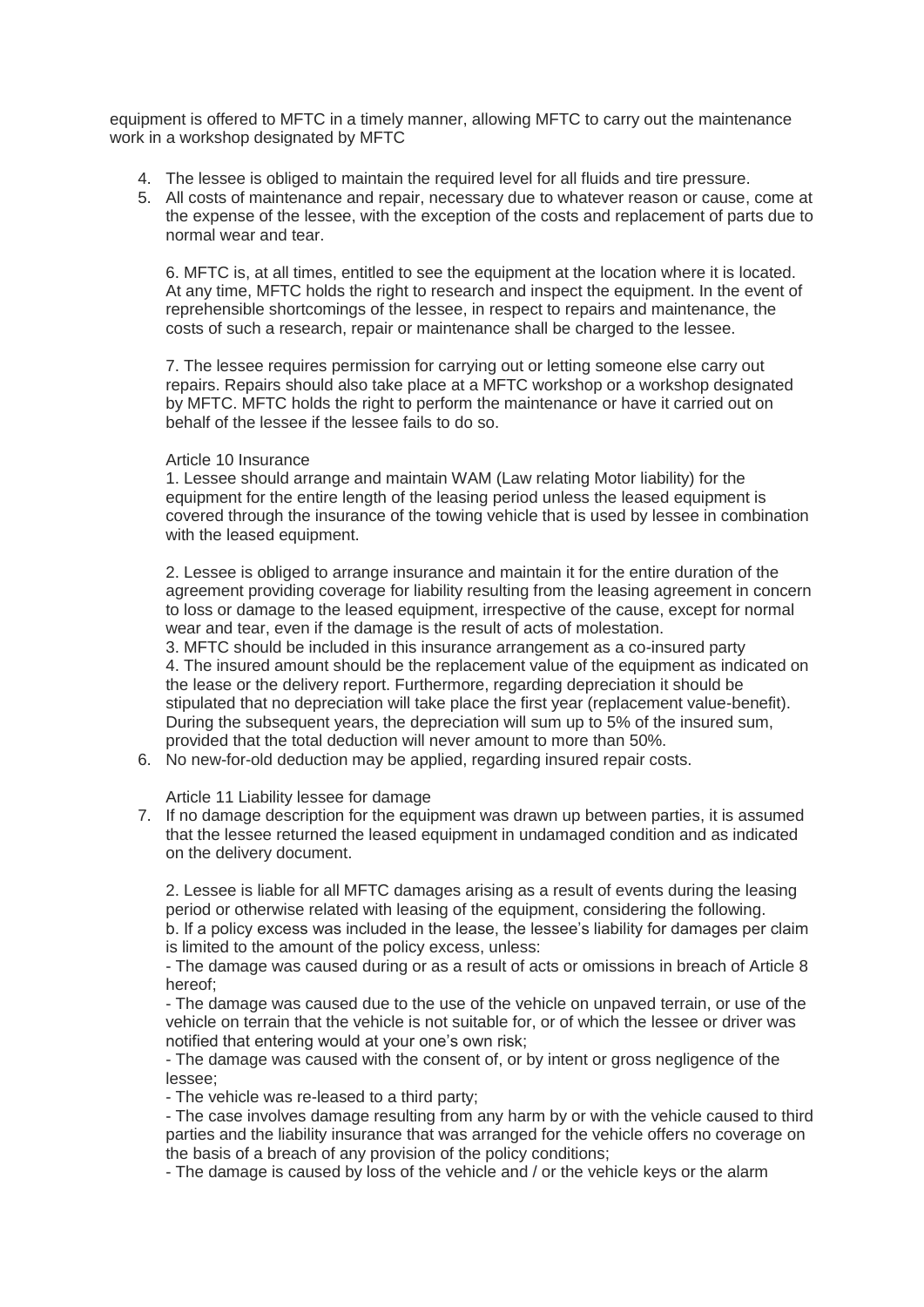equipment is offered to MFTC in a timely manner, allowing MFTC to carry out the maintenance work in a workshop designated by MFTC

4. The lessee is obliged to maintain the required level for all fluids and tire pressure.
5. All costs of maintenance and repair, necessary due to whatever reason or cause, come at the expense of the lessee, with the exception of the costs and replacement of parts due to normal wear and tear.

   6. MFTC is, at all times, entitled to see the equipment at the location where it is located. At any time, MFTC holds the right to research and inspect the equipment. In the event of reprehensible shortcomings of the lessee, in respect to repairs and maintenance, the costs of such a research, repair or maintenance shall be charged to the lessee.

   7. The lessee requires permission for carrying out or letting someone else carry out repairs. Repairs should also take place at a MFTC workshop or a workshop designated by MFTC. MFTC holds the right to perform the maintenance or have it carried out on behalf of the lessee if the lessee fails to do so.

   Article 10 Insurance

   1. Lessee should arrange and maintain WAM (Law relating Motor liability) for the equipment for the entire length of the leasing period unless the leased equipment is covered through the insurance of the towing vehicle that is used by lessee in combination with the leased equipment.

   2. Lessee is obliged to arrange insurance and maintain it for the entire duration of the agreement providing coverage for liability resulting from the leasing agreement in concern to loss or damage to the leased equipment, irrespective of the cause, except for normal wear and tear, even if the damage is the result of acts of molestation.

   3. MFTC should be included in this insurance arrangement as a co-insured party

   4. The insured amount should be the replacement value of the equipment as indicated on the lease or the delivery report. Furthermore, regarding depreciation it should be stipulated that no depreciation will take place the first year (replacement value-benefit). During the subsequent years, the depreciation will sum up to 5% of the insured sum, provided that the total deduction will never amount to more than 50%.
6. No new-for-old deduction may be applied, regarding insured repair costs.

   Article 11 Liability lessee for damage
7. If no damage description for the equipment was drawn up between parties, it is assumed that the lessee returned the leased equipment in undamaged condition and as indicated on the delivery document.

   2. Lessee is liable for all MFTC damages arising as a result of events during the leasing period or otherwise related with leasing of the equipment, considering the following.

   b. If a policy excess was included in the lease, the lessee's liability for damages per claim is limited to the amount of the policy excess, unless:

   - The damage was caused during or as a result of acts or omissions in breach of Article 8 hereof;
   - The damage was caused due to the use of the vehicle on unpaved terrain, or use of the vehicle on terrain that the vehicle is not suitable for, or of which the lessee or driver was notified that entering would at your one's own risk;
   - The damage was caused with the consent of, or by intent or gross negligence of the lessee;
   - The vehicle was re-leased to a third party;
   - The case involves damage resulting from any harm by or with the vehicle caused to third parties and the liability insurance that was arranged for the vehicle offers no coverage on the basis of a breach of any provision of the policy conditions;
   - The damage is caused by loss of the vehicle and / or the vehicle keys or the alarm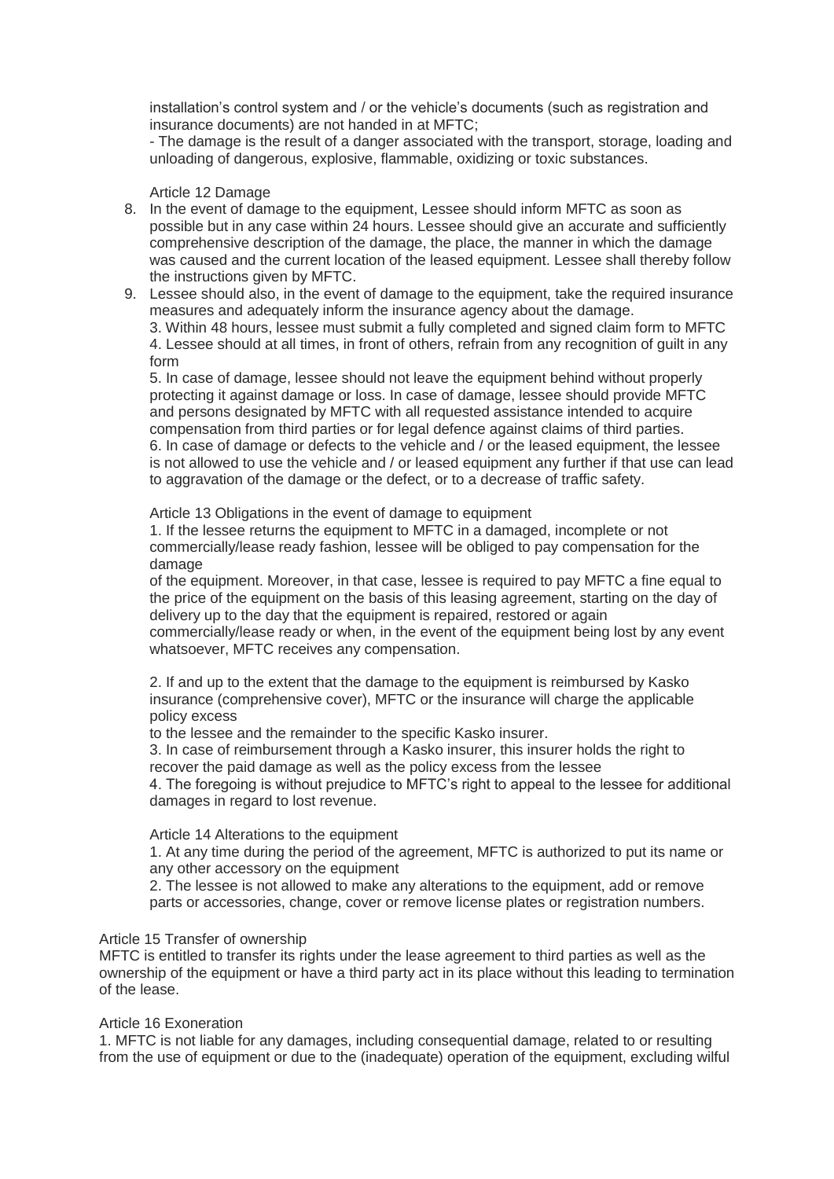installation's control system and / or the vehicle's documents (such as registration and insurance documents) are not handed in at MFTC;

- The damage is the result of a danger associated with the transport, storage, loading and unloading of dangerous, explosive, flammable, oxidizing or toxic substances.

Article 12 Damage

8. In the event of damage to the equipment, Lessee should inform MFTC as soon as possible but in any case within 24 hours. Lessee should give an accurate and sufficiently comprehensive description of the damage, the place, the manner in which the damage was caused and the current location of the leased equipment. Lessee shall thereby follow the instructions given by MFTC.
9. Lessee should also, in the event of damage to the equipment, take the required insurance measures and adequately inform the insurance agency about the damage.

3. Within 48 hours, lessee must submit a fully completed and signed claim form to MFTC
4. Lessee should at all times, in front of others, refrain from any recognition of guilt in any form
5. In case of damage, lessee should not leave the equipment behind without properly protecting it against damage or loss. In case of damage, lessee should provide MFTC and persons designated by MFTC with all requested assistance intended to acquire compensation from third parties or for legal defence against claims of third parties.
6. In case of damage or defects to the vehicle and / or the leased equipment, the lessee is not allowed to use the vehicle and / or leased equipment any further if that use can lead to aggravation of the damage or the defect, or to a decrease of traffic safety.

Article 13 Obligations in the event of damage to equipment

1. If the lessee returns the equipment to MFTC in a damaged, incomplete or not commercially/lease ready fashion, lessee will be obliged to pay compensation for the damage
of the equipment. Moreover, in that case, lessee is required to pay MFTC a fine equal to the price of the equipment on the basis of this leasing agreement, starting on the day of delivery up to the day that the equipment is repaired, restored or again commercially/lease ready or when, in the event of the equipment being lost by any event whatsoever, MFTC receives any compensation.

2. If and up to the extent that the damage to the equipment is reimbursed by Kasko insurance (comprehensive cover), MFTC or the insurance will charge the applicable policy excess
to the lessee and the remainder to the specific Kasko insurer.
3. In case of reimbursement through a Kasko insurer, this insurer holds the right to recover the paid damage as well as the policy excess from the lessee
4. The foregoing is without prejudice to MFTC's right to appeal to the lessee for additional damages in regard to lost revenue.

Article 14 Alterations to the equipment

1. At any time during the period of the agreement, MFTC is authorized to put its name or any other accessory on the equipment
2. The lessee is not allowed to make any alterations to the equipment, add or remove parts or accessories, change, cover or remove license plates or registration numbers.

Article 15 Transfer of ownership

MFTC is entitled to transfer its rights under the lease agreement to third parties as well as the ownership of the equipment or have a third party act in its place without this leading to termination of the lease.

Article 16 Exoneration

1. MFTC is not liable for any damages, including consequential damage, related to or resulting from the use of equipment or due to the (inadequate) operation of the equipment, excluding wilful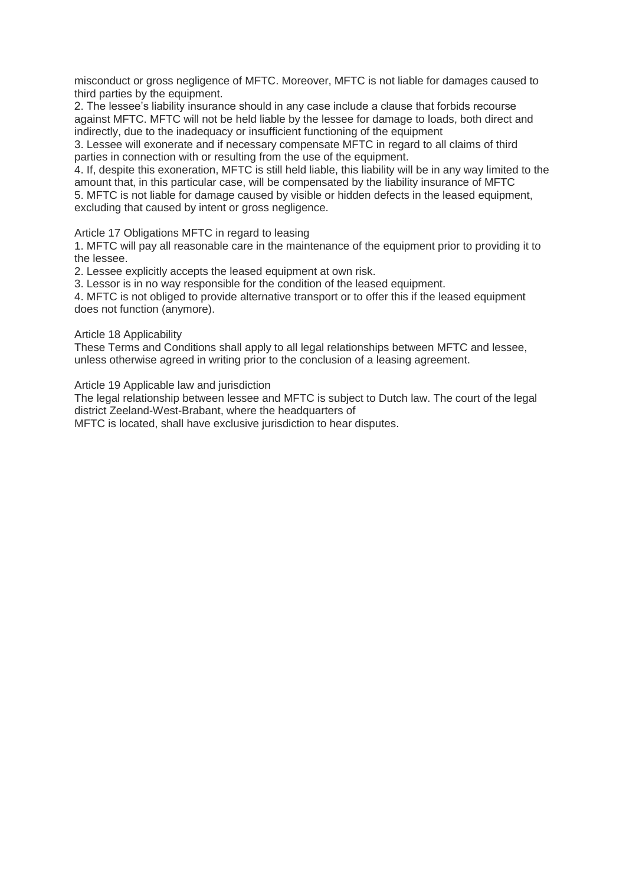misconduct or gross negligence of MFTC. Moreover, MFTC is not liable for damages caused to third parties by the equipment.

2. The lessee's liability insurance should in any case include a clause that forbids recourse against MFTC. MFTC will not be held liable by the lessee for damage to loads, both direct and indirectly, due to the inadequacy or insufficient functioning of the equipment

3. Lessee will exonerate and if necessary compensate MFTC in regard to all claims of third parties in connection with or resulting from the use of the equipment.

4. If, despite this exoneration, MFTC is still held liable, this liability will be in any way limited to the amount that, in this particular case, will be compensated by the liability insurance of MFTC

5. MFTC is not liable for damage caused by visible or hidden defects in the leased equipment, excluding that caused by intent or gross negligence.

Article 17 Obligations MFTC in regard to leasing

1. MFTC will pay all reasonable care in the maintenance of the equipment prior to providing it to the lessee.
2. Lessee explicitly accepts the leased equipment at own risk.
3. Lessor is in no way responsible for the condition of the leased equipment.
4. MFTC is not obliged to provide alternative transport or to offer this if the leased equipment does not function (anymore).

Article 18 Applicability

These Terms and Conditions shall apply to all legal relationships between MFTC and lessee, unless otherwise agreed in writing prior to the conclusion of a leasing agreement.

Article 19 Applicable law and jurisdiction

The legal relationship between lessee and MFTC is subject to Dutch law. The court of the legal district Zeeland-West-Brabant, where the headquarters of MFTC is located, shall have exclusive jurisdiction to hear disputes.